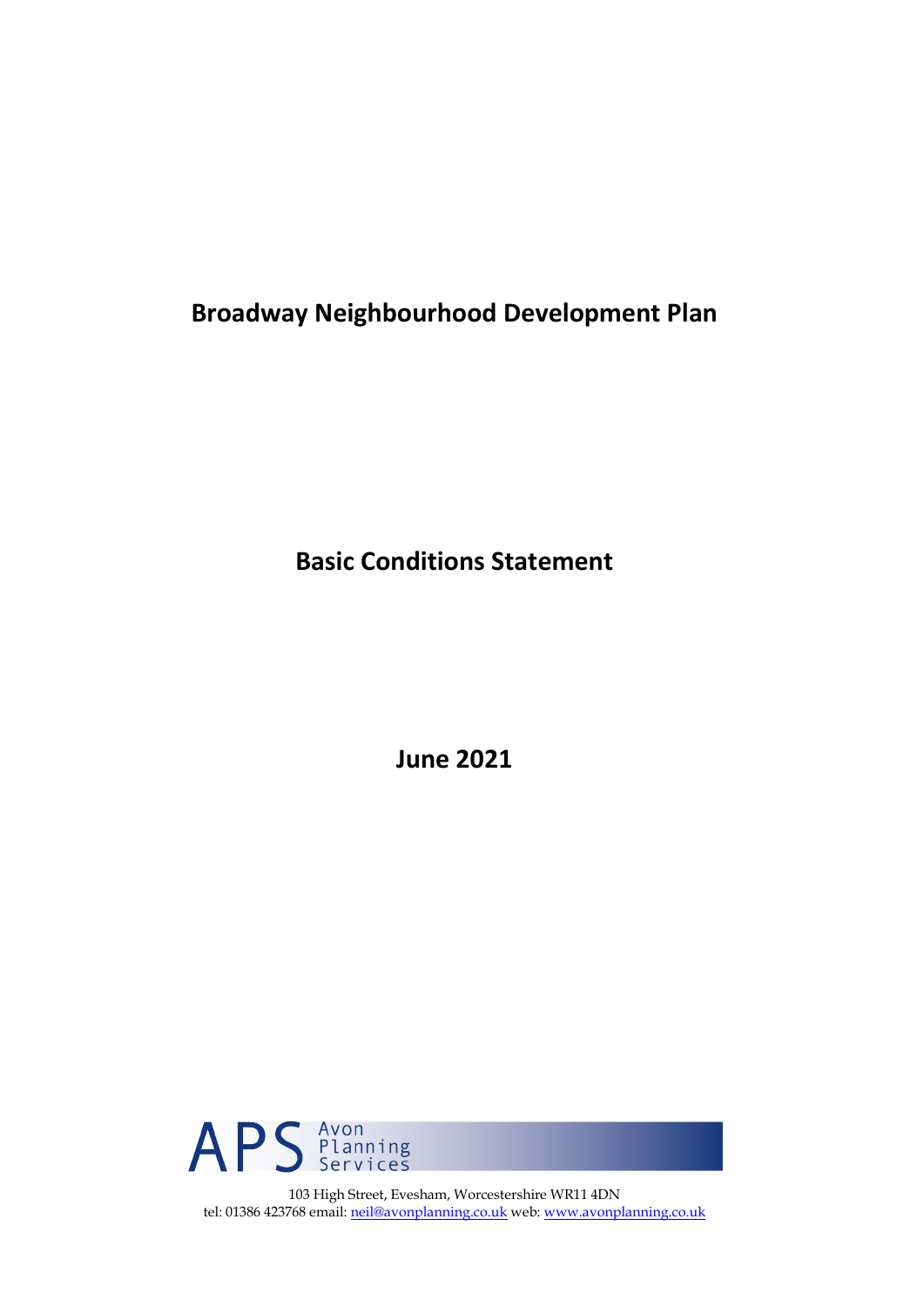# Broadway Neighbourhood Development Plan

## Basic Conditions Statement

**June 2021**

APS Avon Planning Services

103 High Street, Evesham, Worcestershire WR11 4DN
tel: 01386 423768 email: neil@avonplanning.co.uk web: www.avonplanning.co.uk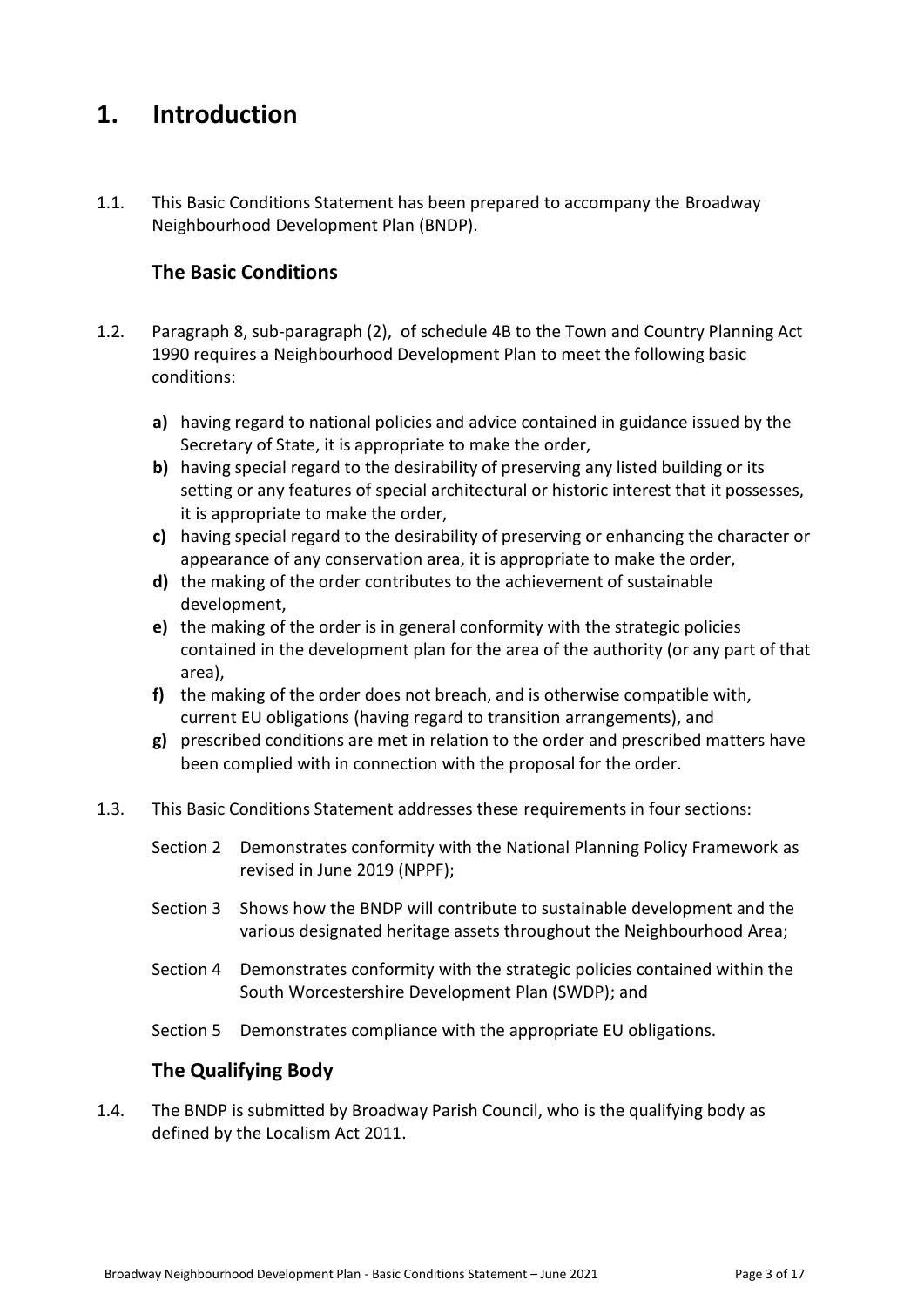# 1. Introduction

1.1. This Basic Conditions Statement has been prepared to accompany the Broadway Neighbourhood Development Plan (BNDP).

## The Basic Conditions

1.2. Paragraph 8, sub-paragraph (2), of schedule 4B to the Town and Country Planning Act 1990 requires a Neighbourhood Development Plan to meet the following basic conditions:

**a)** having regard to national policies and advice contained in guidance issued by the Secretary of State, it is appropriate to make the order,

**b)** having special regard to the desirability of preserving any listed building or its setting or any features of special architectural or historic interest that it possesses, it is appropriate to make the order,

**c)** having special regard to the desirability of preserving or enhancing the character or appearance of any conservation area, it is appropriate to make the order,

**d)** the making of the order contributes to the achievement of sustainable development,

**e)** the making of the order is in general conformity with the strategic policies contained in the development plan for the area of the authority (or any part of that area),

**f)** the making of the order does not breach, and is otherwise compatible with, current EU obligations (having regard to transition arrangements), and

**g)** prescribed conditions are met in relation to the order and prescribed matters have been complied with in connection with the proposal for the order.

1.3. This Basic Conditions Statement addresses these requirements in four sections:

Section 2 Demonstrates conformity with the National Planning Policy Framework as revised in June 2019 (NPPF);

Section 3 Shows how the BNDP will contribute to sustainable development and the various designated heritage assets throughout the Neighbourhood Area;

Section 4 Demonstrates conformity with the strategic policies contained within the South Worcestershire Development Plan (SWDP); and

Section 5 Demonstrates compliance with the appropriate EU obligations.

## The Qualifying Body

1.4. The BNDP is submitted by Broadway Parish Council, who is the qualifying body as defined by the Localism Act 2011.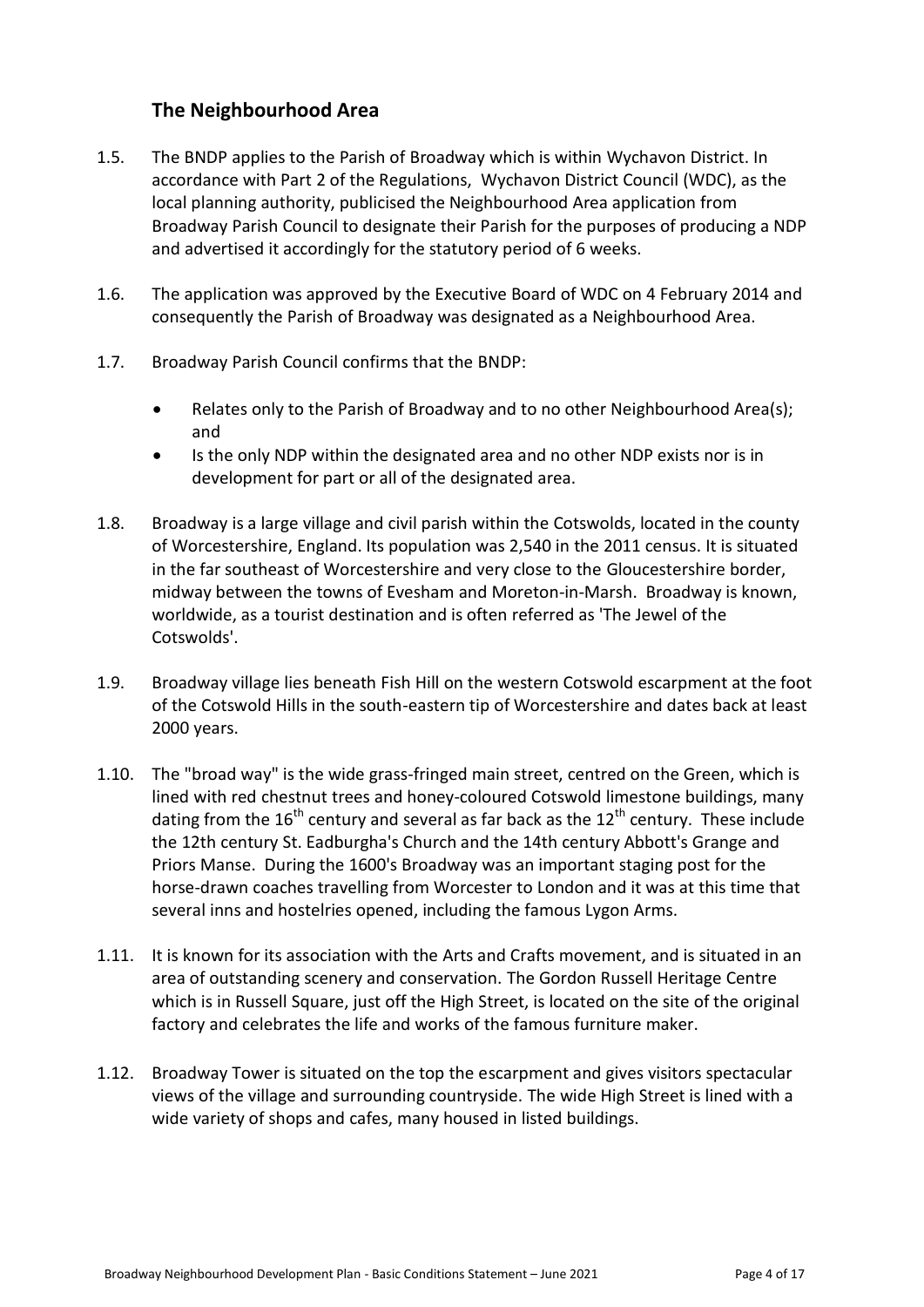## The Neighbourhood Area

1.5. The BNDP applies to the Parish of Broadway which is within Wychavon District. In accordance with Part 2 of the Regulations, Wychavon District Council (WDC), as the local planning authority, publicised the Neighbourhood Area application from Broadway Parish Council to designate their Parish for the purposes of producing a NDP and advertised it accordingly for the statutory period of 6 weeks.

1.6. The application was approved by the Executive Board of WDC on 4 February 2014 and consequently the Parish of Broadway was designated as a Neighbourhood Area.

1.7. Broadway Parish Council confirms that the BNDP:

- Relates only to the Parish of Broadway and to no other Neighbourhood Area(s); and
- Is the only NDP within the designated area and no other NDP exists nor is in development for part or all of the designated area.

1.8. Broadway is a large village and civil parish within the Cotswolds, located in the county of Worcestershire, England. Its population was 2,540 in the 2011 census. It is situated in the far southeast of Worcestershire and very close to the Gloucestershire border, midway between the towns of Evesham and Moreton-in-Marsh. Broadway is known, worldwide, as a tourist destination and is often referred as 'The Jewel of the Cotswolds'.

1.9. Broadway village lies beneath Fish Hill on the western Cotswold escarpment at the foot of the Cotswold Hills in the south-eastern tip of Worcestershire and dates back at least 2000 years.

1.10. The "broad way" is the wide grass-fringed main street, centred on the Green, which is lined with red chestnut trees and honey-coloured Cotswold limestone buildings, many dating from the 16th century and several as far back as the 12th century. These include the 12th century St. Eadburgha's Church and the 14th century Abbott's Grange and Priors Manse. During the 1600's Broadway was an important staging post for the horse-drawn coaches travelling from Worcester to London and it was at this time that several inns and hostelries opened, including the famous Lygon Arms.

1.11. It is known for its association with the Arts and Crafts movement, and is situated in an area of outstanding scenery and conservation. The Gordon Russell Heritage Centre which is in Russell Square, just off the High Street, is located on the site of the original factory and celebrates the life and works of the famous furniture maker.

1.12. Broadway Tower is situated on the top the escarpment and gives visitors spectacular views of the village and surrounding countryside. The wide High Street is lined with a wide variety of shops and cafes, many housed in listed buildings.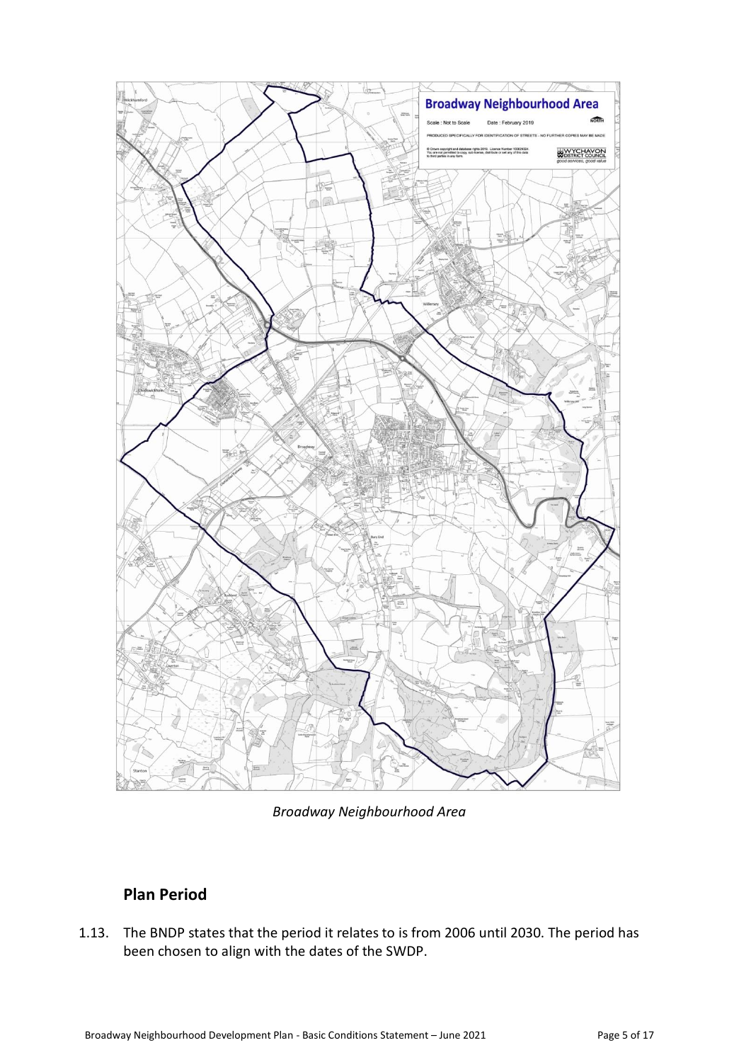*Broadway Neighbourhood Area*

## Plan Period

1.13. The BNDP states that the period it relates to is from 2006 until 2030. The period has been chosen to align with the dates of the SWDP.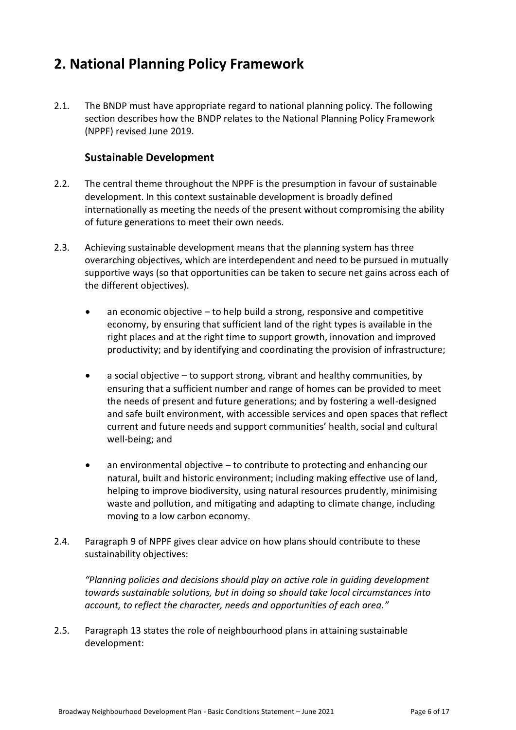## 2. National Planning Policy Framework

2.1. The BNDP must have appropriate regard to national planning policy. The following section describes how the BNDP relates to the National Planning Policy Framework (NPPF) revised June 2019.

### Sustainable Development

2.2. The central theme throughout the NPPF is the presumption in favour of sustainable development. In this context sustainable development is broadly defined internationally as meeting the needs of the present without compromising the ability of future generations to meet their own needs.

2.3. Achieving sustainable development means that the planning system has three overarching objectives, which are interdependent and need to be pursued in mutually supportive ways (so that opportunities can be taken to secure net gains across each of the different objectives).

- an economic objective – to help build a strong, responsive and competitive economy, by ensuring that sufficient land of the right types is available in the right places and at the right time to support growth, innovation and improved productivity; and by identifying and coordinating the provision of infrastructure;
- a social objective – to support strong, vibrant and healthy communities, by ensuring that a sufficient number and range of homes can be provided to meet the needs of present and future generations; and by fostering a well-designed and safe built environment, with accessible services and open spaces that reflect current and future needs and support communities' health, social and cultural well-being; and
- an environmental objective – to contribute to protecting and enhancing our natural, built and historic environment; including making effective use of land, helping to improve biodiversity, using natural resources prudently, minimising waste and pollution, and mitigating and adapting to climate change, including moving to a low carbon economy.

2.4. Paragraph 9 of NPPF gives clear advice on how plans should contribute to these sustainability objectives:

*"Planning policies and decisions should play an active role in guiding development towards sustainable solutions, but in doing so should take local circumstances into account, to reflect the character, needs and opportunities of each area."*

2.5. Paragraph 13 states the role of neighbourhood plans in attaining sustainable development: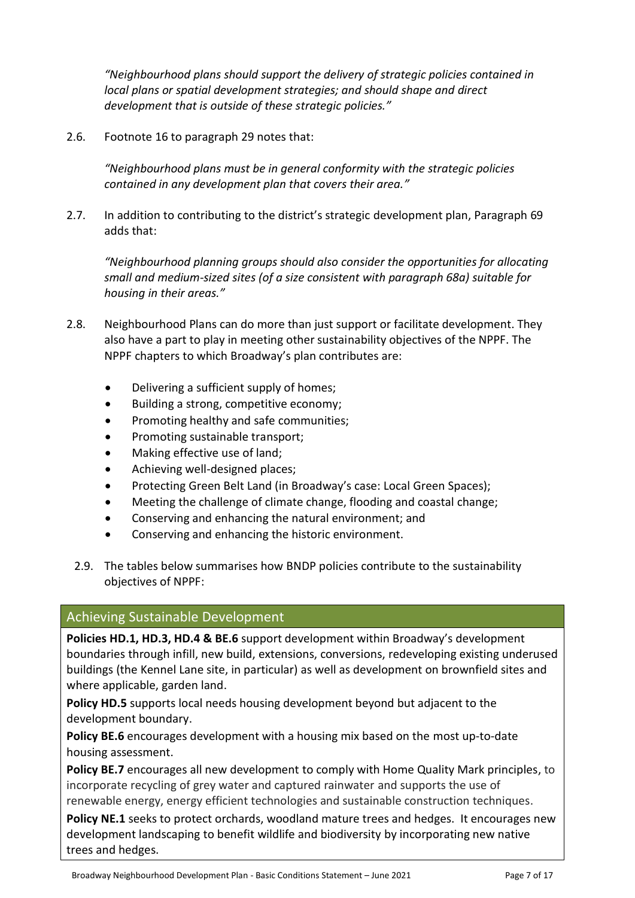*"Neighbourhood plans should support the delivery of strategic policies contained in local plans or spatial development strategies; and should shape and direct development that is outside of these strategic policies."*

2.6. Footnote 16 to paragraph 29 notes that:

*"Neighbourhood plans must be in general conformity with the strategic policies contained in any development plan that covers their area."*

2.7. In addition to contributing to the district's strategic development plan, Paragraph 69 adds that:

*"Neighbourhood planning groups should also consider the opportunities for allocating small and medium-sized sites (of a size consistent with paragraph 68a) suitable for housing in their areas."*

2.8. Neighbourhood Plans can do more than just support or facilitate development. They also have a part to play in meeting other sustainability objectives of the NPPF. The NPPF chapters to which Broadway's plan contributes are:

- Delivering a sufficient supply of homes;
- Building a strong, competitive economy;
- Promoting healthy and safe communities;
- Promoting sustainable transport;
- Making effective use of land;
- Achieving well-designed places;
- Protecting Green Belt Land (in Broadway's case: Local Green Spaces);
- Meeting the challenge of climate change, flooding and coastal change;
- Conserving and enhancing the natural environment; and
- Conserving and enhancing the historic environment.

2.9. The tables below summarises how BNDP policies contribute to the sustainability objectives of NPPF:

| Achieving Sustainable Development |
| --- |
| **Policies HD.1, HD.3, HD.4 & BE.6** support development within Broadway's development boundaries through infill, new build, extensions, conversions, redeveloping existing underused buildings (the Kennel Lane site, in particular) as well as development on brownfield sites and where applicable, garden land.<br>**Policy HD.5** supports local needs housing development beyond but adjacent to the development boundary.<br>**Policy BE.6** encourages development with a housing mix based on the most up-to-date housing assessment.<br>**Policy BE.7** encourages all new development to comply with Home Quality Mark principles, to incorporate recycling of grey water and captured rainwater and supports the use of renewable energy, energy efficient technologies and sustainable construction techniques.<br>**Policy NE.1** seeks to protect orchards, woodland mature trees and hedges. It encourages new development landscaping to benefit wildlife and biodiversity by incorporating new native trees and hedges. |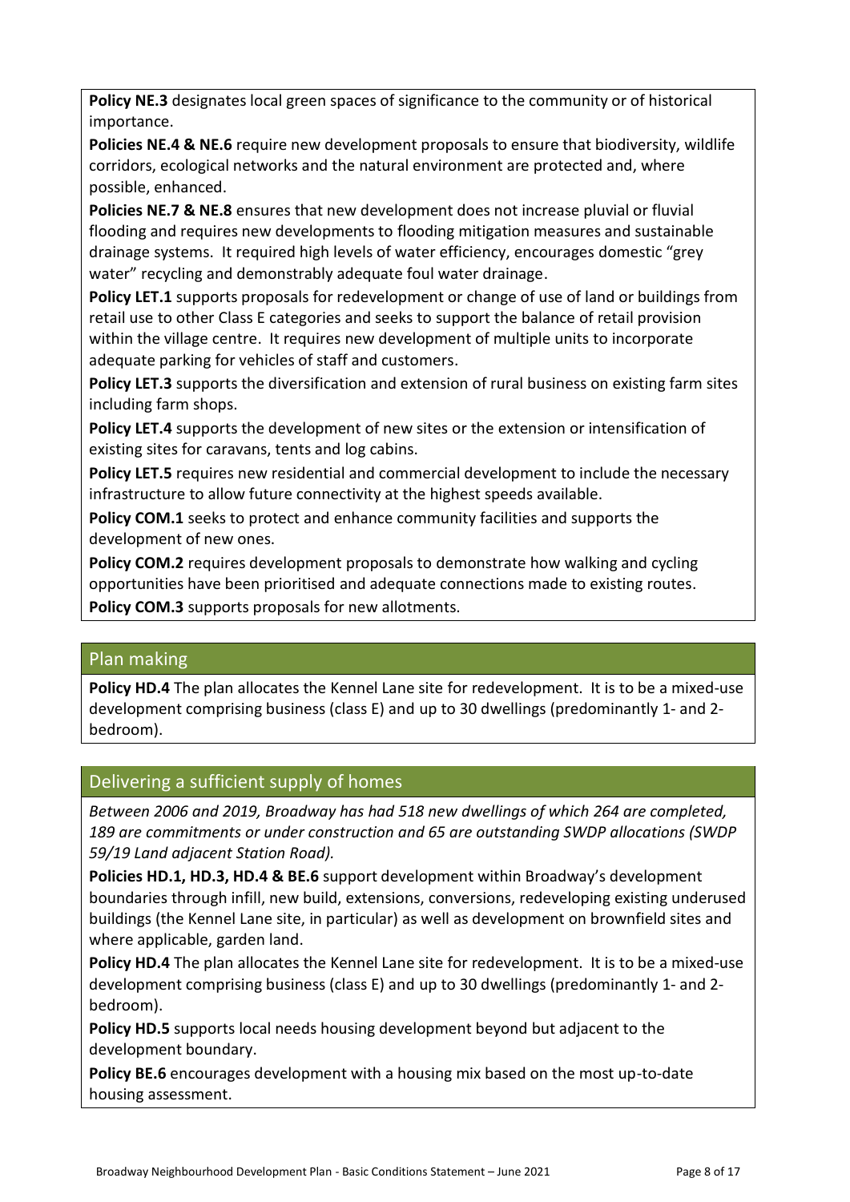**Policy NE.3** designates local green spaces of significance to the community or of historical importance.

**Policies NE.4 & NE.6** require new development proposals to ensure that biodiversity, wildlife corridors, ecological networks and the natural environment are protected and, where possible, enhanced.

**Policies NE.7 & NE.8** ensures that new development does not increase pluvial or fluvial flooding and requires new developments to flooding mitigation measures and sustainable drainage systems. It required high levels of water efficiency, encourages domestic "grey water" recycling and demonstrably adequate foul water drainage.

**Policy LET.1** supports proposals for redevelopment or change of use of land or buildings from retail use to other Class E categories and seeks to support the balance of retail provision within the village centre. It requires new development of multiple units to incorporate adequate parking for vehicles of staff and customers.

**Policy LET.3** supports the diversification and extension of rural business on existing farm sites including farm shops.

**Policy LET.4** supports the development of new sites or the extension or intensification of existing sites for caravans, tents and log cabins.

**Policy LET.5** requires new residential and commercial development to include the necessary infrastructure to allow future connectivity at the highest speeds available.

**Policy COM.1** seeks to protect and enhance community facilities and supports the development of new ones.

**Policy COM.2** requires development proposals to demonstrate how walking and cycling opportunities have been prioritised and adequate connections made to existing routes.

**Policy COM.3** supports proposals for new allotments.

## Plan making

**Policy HD.4** The plan allocates the Kennel Lane site for redevelopment. It is to be a mixed-use development comprising business (class E) and up to 30 dwellings (predominantly 1- and 2-bedroom).

## Delivering a sufficient supply of homes

*Between 2006 and 2019, Broadway has had 518 new dwellings of which 264 are completed, 189 are commitments or under construction and 65 are outstanding SWDP allocations (SWDP 59/19 Land adjacent Station Road).*

**Policies HD.1, HD.3, HD.4 & BE.6** support development within Broadway's development boundaries through infill, new build, extensions, conversions, redeveloping existing underused buildings (the Kennel Lane site, in particular) as well as development on brownfield sites and where applicable, garden land.

**Policy HD.4** The plan allocates the Kennel Lane site for redevelopment. It is to be a mixed-use development comprising business (class E) and up to 30 dwellings (predominantly 1- and 2-bedroom).

**Policy HD.5** supports local needs housing development beyond but adjacent to the development boundary.

**Policy BE.6** encourages development with a housing mix based on the most up-to-date housing assessment.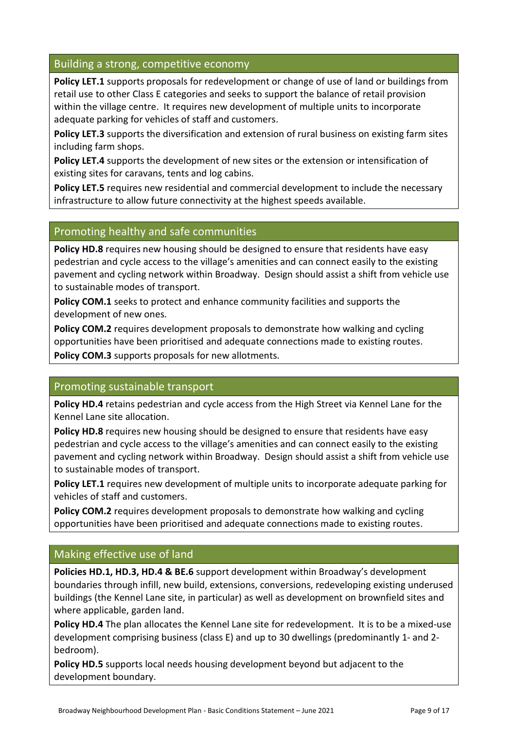## Building a strong, competitive economy

**Policy LET.1** supports proposals for redevelopment or change of use of land or buildings from retail use to other Class E categories and seeks to support the balance of retail provision within the village centre. It requires new development of multiple units to incorporate adequate parking for vehicles of staff and customers.

**Policy LET.3** supports the diversification and extension of rural business on existing farm sites including farm shops.

**Policy LET.4** supports the development of new sites or the extension or intensification of existing sites for caravans, tents and log cabins.

**Policy LET.5** requires new residential and commercial development to include the necessary infrastructure to allow future connectivity at the highest speeds available.

## Promoting healthy and safe communities

**Policy HD.8** requires new housing should be designed to ensure that residents have easy pedestrian and cycle access to the village's amenities and can connect easily to the existing pavement and cycling network within Broadway. Design should assist a shift from vehicle use to sustainable modes of transport.

**Policy COM.1** seeks to protect and enhance community facilities and supports the development of new ones.

**Policy COM.2** requires development proposals to demonstrate how walking and cycling opportunities have been prioritised and adequate connections made to existing routes.

**Policy COM.3** supports proposals for new allotments.

## Promoting sustainable transport

**Policy HD.4** retains pedestrian and cycle access from the High Street via Kennel Lane for the Kennel Lane site allocation.

**Policy HD.8** requires new housing should be designed to ensure that residents have easy pedestrian and cycle access to the village's amenities and can connect easily to the existing pavement and cycling network within Broadway. Design should assist a shift from vehicle use to sustainable modes of transport.

**Policy LET.1** requires new development of multiple units to incorporate adequate parking for vehicles of staff and customers.

**Policy COM.2** requires development proposals to demonstrate how walking and cycling opportunities have been prioritised and adequate connections made to existing routes.

## Making effective use of land

**Policies HD.1, HD.3, HD.4 & BE.6** support development within Broadway's development boundaries through infill, new build, extensions, conversions, redeveloping existing underused buildings (the Kennel Lane site, in particular) as well as development on brownfield sites and where applicable, garden land.

**Policy HD.4** The plan allocates the Kennel Lane site for redevelopment. It is to be a mixed-use development comprising business (class E) and up to 30 dwellings (predominantly 1- and 2-bedroom).

**Policy HD.5** supports local needs housing development beyond but adjacent to the development boundary.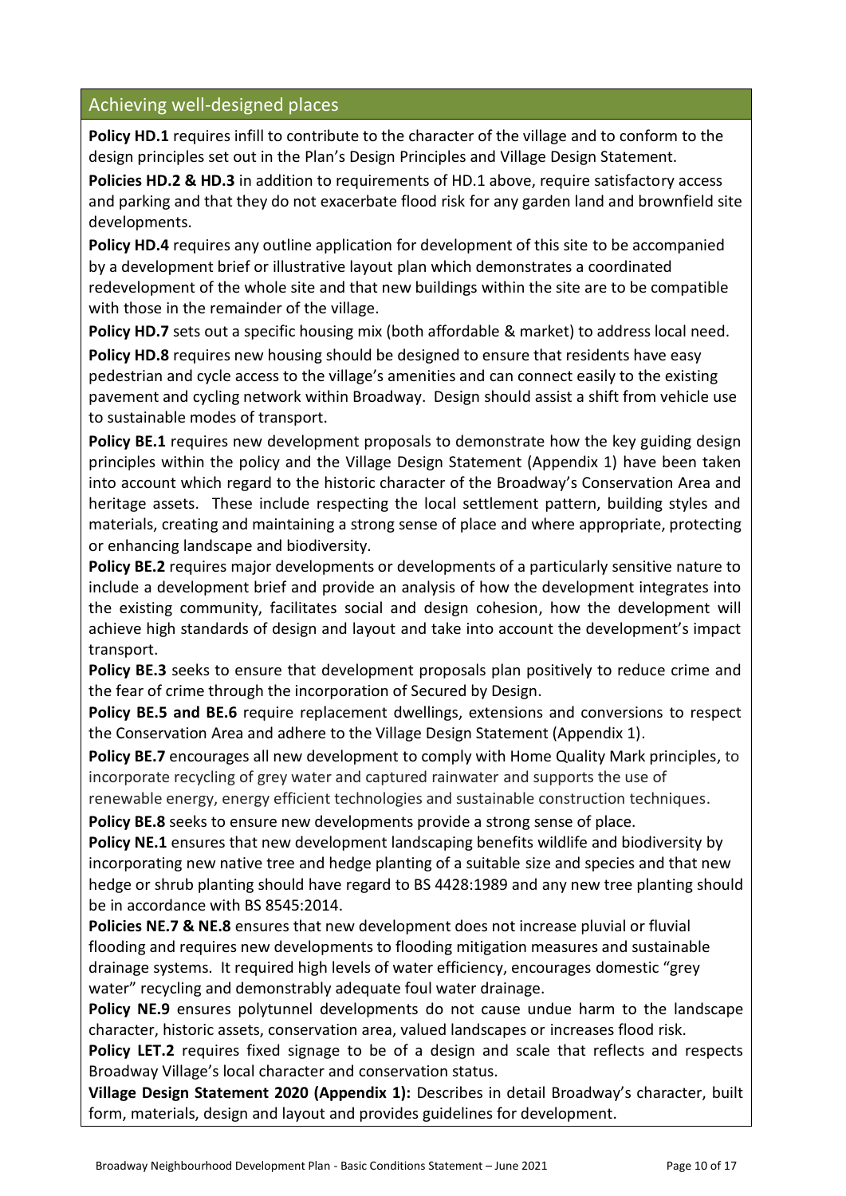## Achieving well-designed places

**Policy HD.1** requires infill to contribute to the character of the village and to conform to the design principles set out in the Plan's Design Principles and Village Design Statement.

**Policies HD.2 & HD.3** in addition to requirements of HD.1 above, require satisfactory access and parking and that they do not exacerbate flood risk for any garden land and brownfield site developments.

**Policy HD.4** requires any outline application for development of this site to be accompanied by a development brief or illustrative layout plan which demonstrates a coordinated redevelopment of the whole site and that new buildings within the site are to be compatible with those in the remainder of the village.

**Policy HD.7** sets out a specific housing mix (both affordable & market) to address local need.

**Policy HD.8** requires new housing should be designed to ensure that residents have easy pedestrian and cycle access to the village's amenities and can connect easily to the existing pavement and cycling network within Broadway. Design should assist a shift from vehicle use to sustainable modes of transport.

**Policy BE.1** requires new development proposals to demonstrate how the key guiding design principles within the policy and the Village Design Statement (Appendix 1) have been taken into account which regard to the historic character of the Broadway's Conservation Area and heritage assets. These include respecting the local settlement pattern, building styles and materials, creating and maintaining a strong sense of place and where appropriate, protecting or enhancing landscape and biodiversity.

**Policy BE.2** requires major developments or developments of a particularly sensitive nature to include a development brief and provide an analysis of how the development integrates into the existing community, facilitates social and design cohesion, how the development will achieve high standards of design and layout and take into account the development's impact transport.

**Policy BE.3** seeks to ensure that development proposals plan positively to reduce crime and the fear of crime through the incorporation of Secured by Design.

**Policy BE.5 and BE.6** require replacement dwellings, extensions and conversions to respect the Conservation Area and adhere to the Village Design Statement (Appendix 1).

**Policy BE.7** encourages all new development to comply with Home Quality Mark principles, to incorporate recycling of grey water and captured rainwater and supports the use of renewable energy, energy efficient technologies and sustainable construction techniques.

**Policy BE.8** seeks to ensure new developments provide a strong sense of place.

**Policy NE.1** ensures that new development landscaping benefits wildlife and biodiversity by incorporating new native tree and hedge planting of a suitable size and species and that new hedge or shrub planting should have regard to BS 4428:1989 and any new tree planting should be in accordance with BS 8545:2014.

**Policies NE.7 & NE.8** ensures that new development does not cause increase pluvial or fluvial flooding and requires new developments to flooding mitigation measures and sustainable drainage systems. It required high levels of water efficiency, encourages domestic "grey water" recycling and demonstrably adequate foul water drainage.

**Policy NE.9** ensures polytunnel developments do not cause undue harm to the landscape character, historic assets, conservation area, valued landscapes or increases flood risk.

**Policy LET.2** requires fixed signage to be of a design and scale that reflects and respects Broadway Village's local character and conservation status.

**Village Design Statement 2020 (Appendix 1):** Describes in detail Broadway's character, built form, materials, design and layout and provides guidelines for development.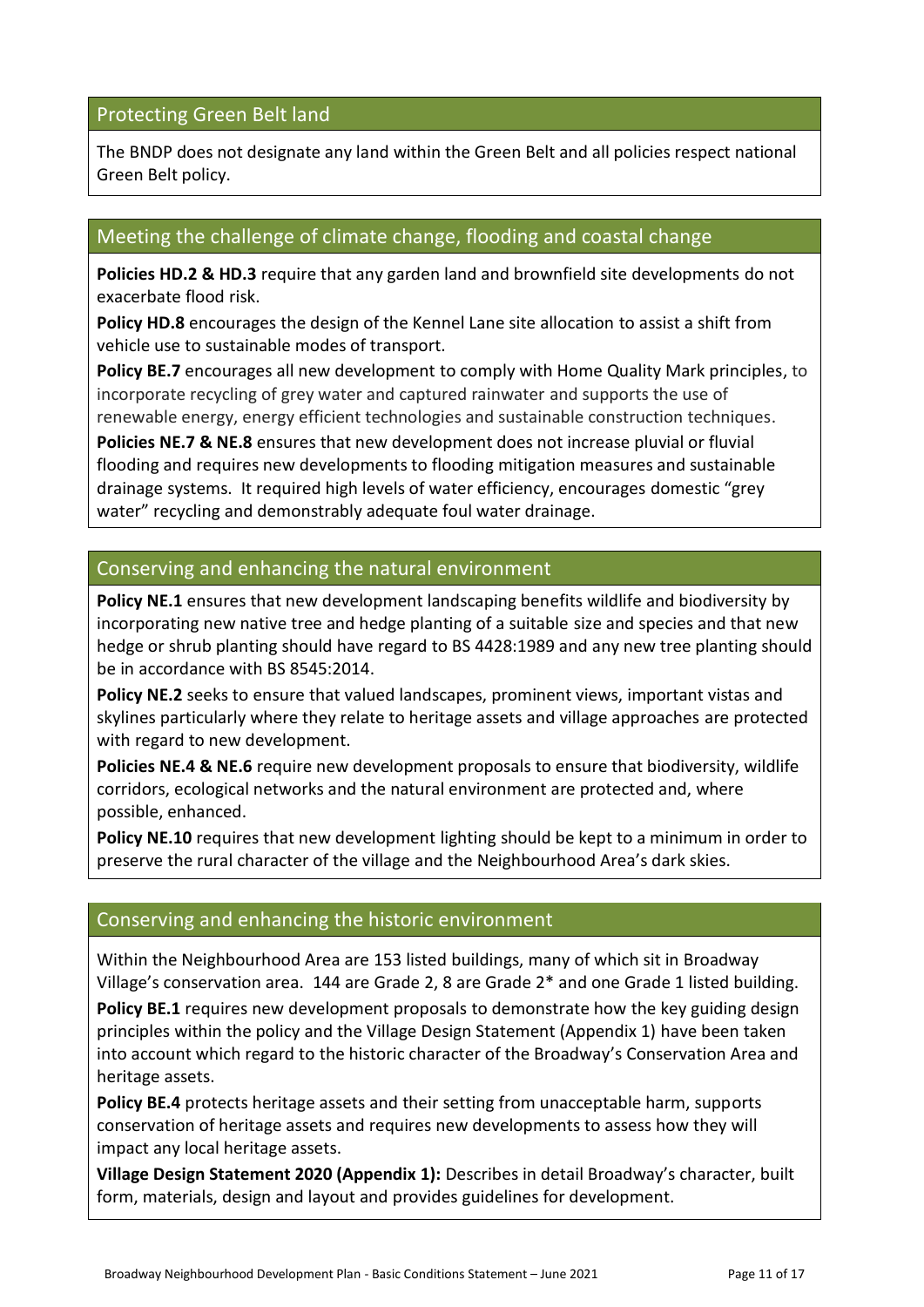## Protecting Green Belt land

The BNDP does not designate any land within the Green Belt and all policies respect national Green Belt policy.

## Meeting the challenge of climate change, flooding and coastal change

**Policies HD.2 & HD.3** require that any garden land and brownfield site developments do not exacerbate flood risk.

**Policy HD.8** encourages the design of the Kennel Lane site allocation to assist a shift from vehicle use to sustainable modes of transport.

**Policy BE.7** encourages all new development to comply with Home Quality Mark principles, to incorporate recycling of grey water and captured rainwater and supports the use of renewable energy, energy efficient technologies and sustainable construction techniques.

**Policies NE.7 & NE.8** ensures that new development does not increase pluvial or fluvial flooding and requires new developments to flooding mitigation measures and sustainable drainage systems. It required high levels of water efficiency, encourages domestic "grey water" recycling and demonstrably adequate foul water drainage.

## Conserving and enhancing the natural environment

**Policy NE.1** ensures that new development landscaping benefits wildlife and biodiversity by incorporating new native tree and hedge planting of a suitable size and species and that new hedge or shrub planting should have regard to BS 4428:1989 and any new tree planting should be in accordance with BS 8545:2014.

**Policy NE.2** seeks to ensure that valued landscapes, prominent views, important vistas and skylines particularly where they relate to heritage assets and village approaches are protected with regard to new development.

**Policies NE.4 & NE.6** require new development proposals to ensure that biodiversity, wildlife corridors, ecological networks and the natural environment are protected and, where possible, enhanced.

**Policy NE.10** requires that new development lighting should be kept to a minimum in order to preserve the rural character of the village and the Neighbourhood Area's dark skies.

## Conserving and enhancing the historic environment

Within the Neighbourhood Area are 153 listed buildings, many of which sit in Broadway Village's conservation area. 144 are Grade 2, 8 are Grade 2* and one Grade 1 listed building.

**Policy BE.1** requires new development proposals to demonstrate how the key guiding design principles within the policy and the Village Design Statement (Appendix 1) have been taken into account which regard to the historic character of the Broadway's Conservation Area and heritage assets.

**Policy BE.4** protects heritage assets and their setting from unacceptable harm, supports conservation of heritage assets and requires new developments to assess how they will impact any local heritage assets.

**Village Design Statement 2020 (Appendix 1):** Describes in detail Broadway's character, built form, materials, design and layout and provides guidelines for development.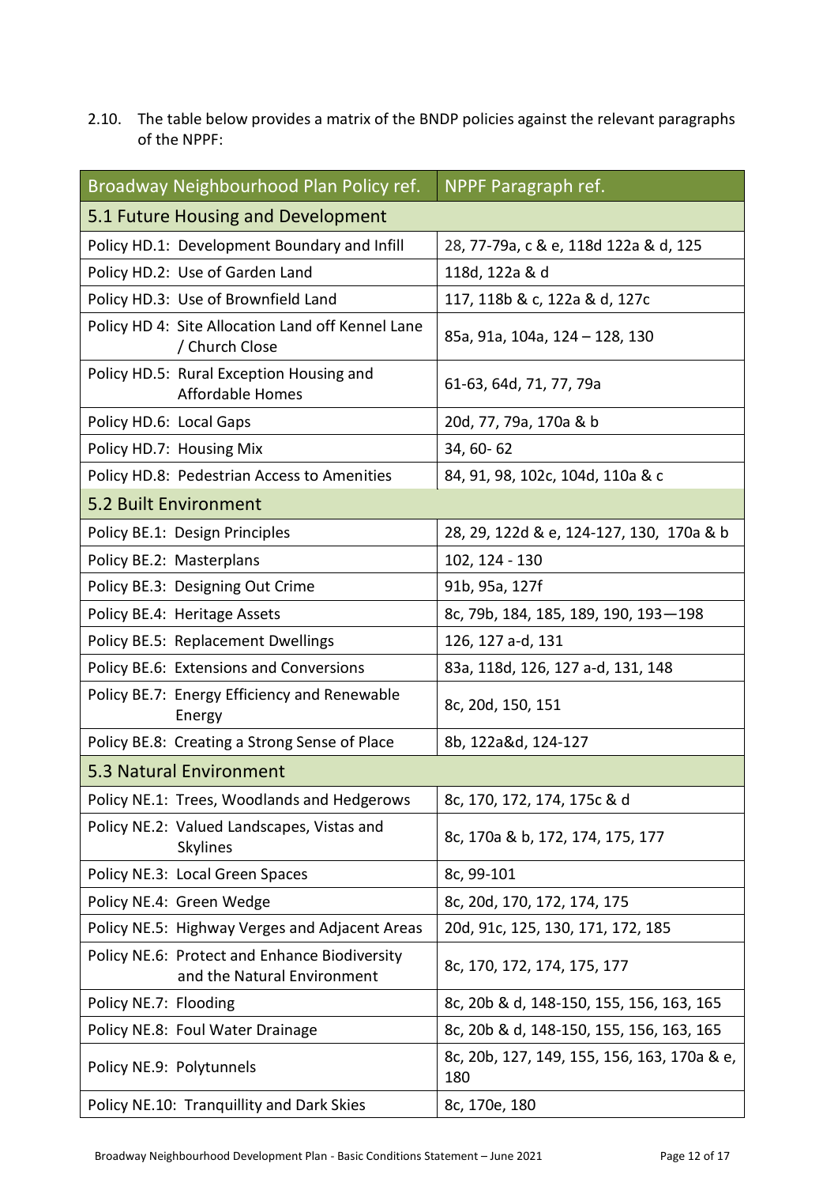2.10. The table below provides a matrix of the BNDP policies against the relevant paragraphs of the NPPF:

| Broadway Neighbourhood Plan Policy ref. | NPPF Paragraph ref. |
|---|---|
| **5.1 Future Housing and Development** | |
| Policy HD.1: Development Boundary and Infill | 28, 77-79a, c & e, 118d 122a & d, 125 |
| Policy HD.2: Use of Garden Land | 118d, 122a & d |
| Policy HD.3: Use of Brownfield Land | 117, 118b & c, 122a & d, 127c |
| Policy HD 4: Site Allocation Land off Kennel Lane / Church Close | 85a, 91a, 104a, 124 – 128, 130 |
| Policy HD.5: Rural Exception Housing and Affordable Homes | 61-63, 64d, 71, 77, 79a |
| Policy HD.6: Local Gaps | 20d, 77, 79a, 170a & b |
| Policy HD.7: Housing Mix | 34, 60- 62 |
| Policy HD.8: Pedestrian Access to Amenities | 84, 91, 98, 102c, 104d, 110a & c |
| **5.2 Built Environment** | |
| Policy BE.1: Design Principles | 28, 29, 122d & e, 124-127, 130, 170a & b |
| Policy BE.2: Masterplans | 102, 124 - 130 |
| Policy BE.3: Designing Out Crime | 91b, 95a, 127f |
| Policy BE.4: Heritage Assets | 8c, 79b, 184, 185, 189, 190, 193—198 |
| Policy BE.5: Replacement Dwellings | 126, 127 a-d, 131 |
| Policy BE.6: Extensions and Conversions | 83a, 118d, 126, 127 a-d, 131, 148 |
| Policy BE.7: Energy Efficiency and Renewable Energy | 8c, 20d, 150, 151 |
| Policy BE.8: Creating a Strong Sense of Place | 8b, 122a&d, 124-127 |
| **5.3 Natural Environment** | |
| Policy NE.1: Trees, Woodlands and Hedgerows | 8c, 170, 172, 174, 175c & d |
| Policy NE.2: Valued Landscapes, Vistas and Skylines | 8c, 170a & b, 172, 174, 175, 177 |
| Policy NE.3: Local Green Spaces | 8c, 99-101 |
| Policy NE.4: Green Wedge | 8c, 20d, 170, 172, 174, 175 |
| Policy NE.5: Highway Verges and Adjacent Areas | 20d, 91c, 125, 130, 171, 172, 185 |
| Policy NE.6: Protect and Enhance Biodiversity and the Natural Environment | 8c, 170, 172, 174, 175, 177 |
| Policy NE.7: Flooding | 8c, 20b & d, 148-150, 155, 156, 163, 165 |
| Policy NE.8: Foul Water Drainage | 8c, 20b & d, 148-150, 155, 156, 163, 165 |
| Policy NE.9: Polytunnels | 8c, 20b, 127, 149, 155, 156, 163, 170a & e, 180 |
| Policy NE.10: Tranquillity and Dark Skies | 8c, 170e, 180 |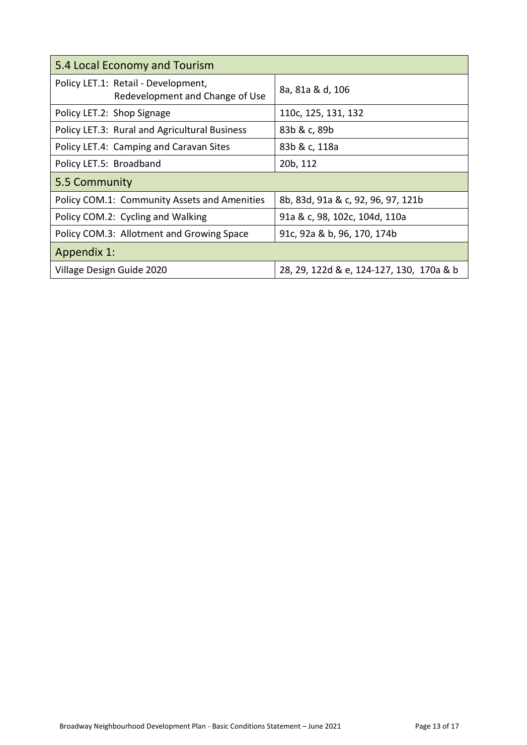| 5.4 Local Economy and Tourism | |
|---|---|
| Policy LET.1: Retail - Development, Redevelopment and Change of Use | 8a, 81a & d, 106 |
| Policy LET.2: Shop Signage | 110c, 125, 131, 132 |
| Policy LET.3: Rural and Agricultural Business | 83b & c, 89b |
| Policy LET.4: Camping and Caravan Sites | 83b & c, 118a |
| Policy LET.5: Broadband | 20b, 112 |
| **5.5 Community** | |
| Policy COM.1: Community Assets and Amenities | 8b, 83d, 91a & c, 92, 96, 97, 121b |
| Policy COM.2: Cycling and Walking | 91a & c, 98, 102c, 104d, 110a |
| Policy COM.3: Allotment and Growing Space | 91c, 92a & b, 96, 170, 174b |
| **Appendix 1:** | |
| Village Design Guide 2020 | 28, 29, 122d & e, 124-127, 130, 170a & b |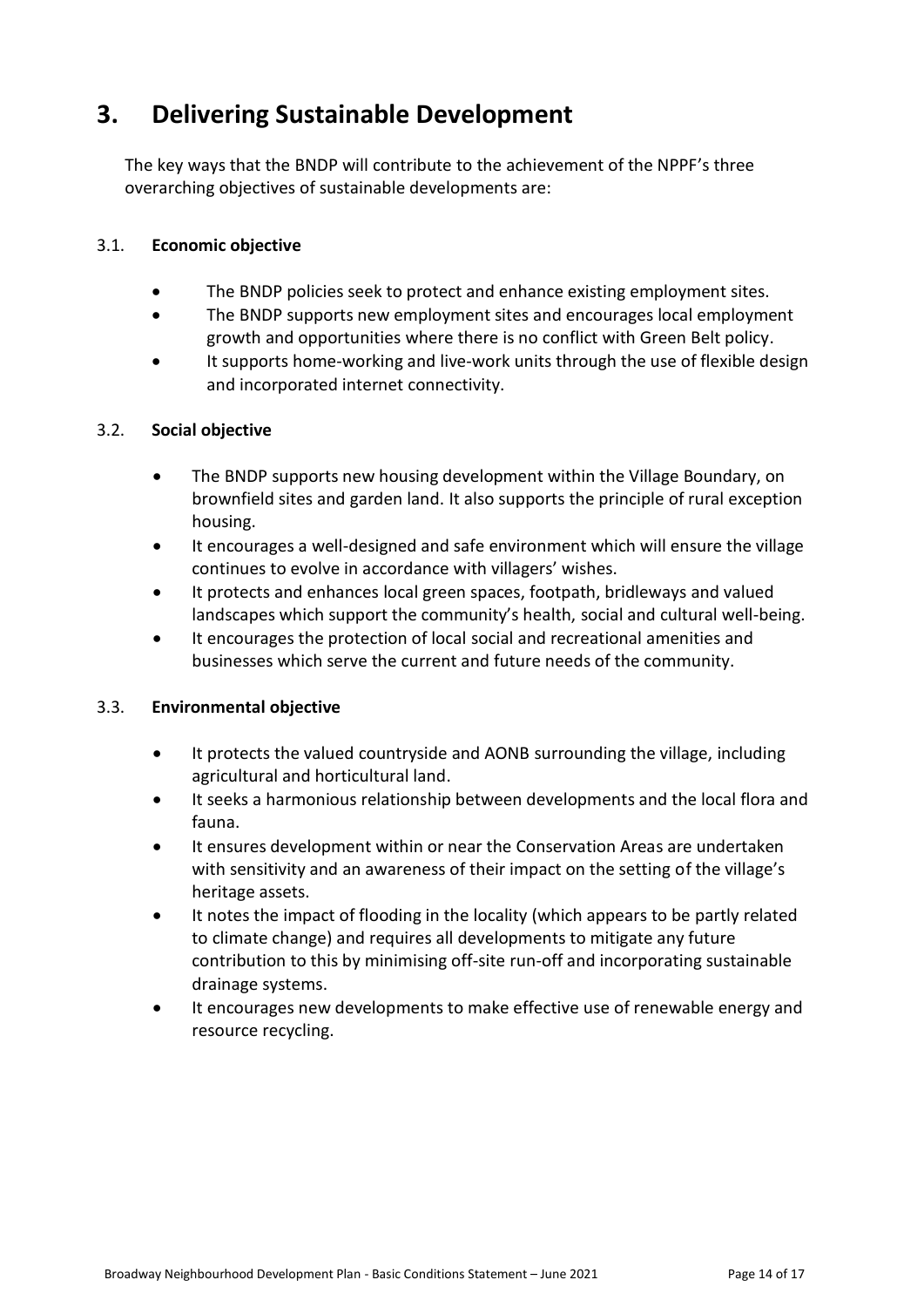# 3. Delivering Sustainable Development

The key ways that the BNDP will contribute to the achievement of the NPPF's three overarching objectives of sustainable developments are:

## 3.1. Economic objective

- The BNDP policies seek to protect and enhance existing employment sites.
- The BNDP supports new employment sites and encourages local employment growth and opportunities where there is no conflict with Green Belt policy.
- It supports home-working and live-work units through the use of flexible design and incorporated internet connectivity.

## 3.2. Social objective

- The BNDP supports new housing development within the Village Boundary, on brownfield sites and garden land. It also supports the principle of rural exception housing.
- It encourages a well-designed and safe environment which will ensure the village continues to evolve in accordance with villagers' wishes.
- It protects and enhances local green spaces, footpath, bridleways and valued landscapes which support the community's health, social and cultural well-being.
- It encourages the protection of local social and recreational amenities and businesses which serve the current and future needs of the community.

## 3.3. Environmental objective

- It protects the valued countryside and AONB surrounding the village, including agricultural and horticultural land.
- It seeks a harmonious relationship between developments and the local flora and fauna.
- It ensures development within or near the Conservation Areas are undertaken with sensitivity and an awareness of their impact on the setting of the village's heritage assets.
- It notes the impact of flooding in the locality (which appears to be partly related to climate change) and requires all developments to mitigate any future contribution to this by minimising off-site run-off and incorporating sustainable drainage systems.
- It encourages new developments to make effective use of renewable energy and resource recycling.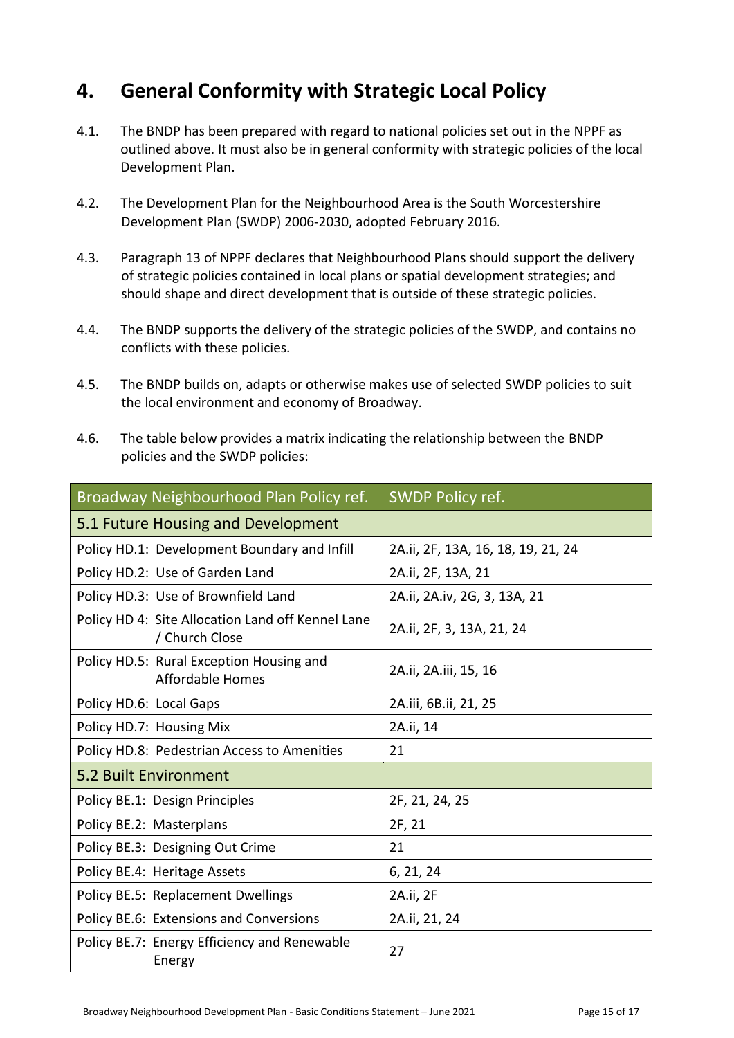## 4. General Conformity with Strategic Local Policy

4.1. The BNDP has been prepared with regard to national policies set out in the NPPF as outlined above. It must also be in general conformity with strategic policies of the local Development Plan.

4.2. The Development Plan for the Neighbourhood Area is the South Worcestershire Development Plan (SWDP) 2006-2030, adopted February 2016.

4.3. Paragraph 13 of NPPF declares that Neighbourhood Plans should support the delivery of strategic policies contained in local plans or spatial development strategies; and should shape and direct development that is outside of these strategic policies.

4.4. The BNDP supports the delivery of the strategic policies of the SWDP, and contains no conflicts with these policies.

4.5. The BNDP builds on, adapts or otherwise makes use of selected SWDP policies to suit the local environment and economy of Broadway.

4.6. The table below provides a matrix indicating the relationship between the BNDP policies and the SWDP policies:

| Broadway Neighbourhood Plan Policy ref. | SWDP Policy ref. |
|---|---|
| 5.1 Future Housing and Development | |
| Policy HD.1: Development Boundary and Infill | 2A.ii, 2F, 13A, 16, 18, 19, 21, 24 |
| Policy HD.2: Use of Garden Land | 2A.ii, 2F, 13A, 21 |
| Policy HD.3: Use of Brownfield Land | 2A.ii, 2A.iv, 2G, 3, 13A, 21 |
| Policy HD 4: Site Allocation Land off Kennel Lane / Church Close | 2A.ii, 2F, 3, 13A, 21, 24 |
| Policy HD.5: Rural Exception Housing and Affordable Homes | 2A.ii, 2A.iii, 15, 16 |
| Policy HD.6: Local Gaps | 2A.iii, 6B.ii, 21, 25 |
| Policy HD.7: Housing Mix | 2A.ii, 14 |
| Policy HD.8: Pedestrian Access to Amenities | 21 |
| 5.2 Built Environment | |
| Policy BE.1: Design Principles | 2F, 21, 24, 25 |
| Policy BE.2: Masterplans | 2F, 21 |
| Policy BE.3: Designing Out Crime | 21 |
| Policy BE.4: Heritage Assets | 6, 21, 24 |
| Policy BE.5: Replacement Dwellings | 2A.ii, 2F |
| Policy BE.6: Extensions and Conversions | 2A.ii, 21, 24 |
| Policy BE.7: Energy Efficiency and Renewable Energy | 27 |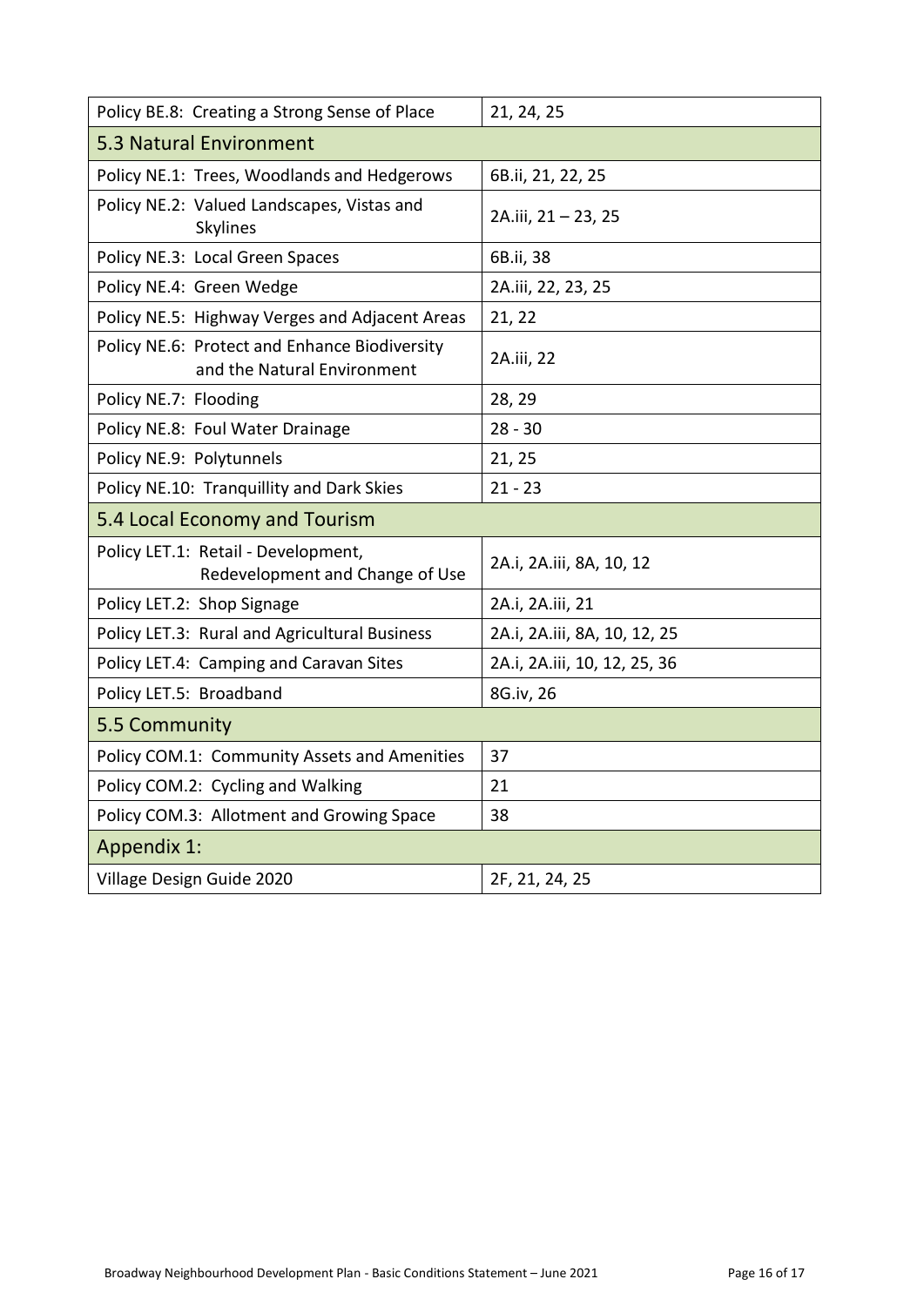| Policy BE.8: Creating a Strong Sense of Place | 21, 24, 25 |
|---|---|
| **5.3 Natural Environment** | |
| Policy NE.1: Trees, Woodlands and Hedgerows | 6B.ii, 21, 22, 25 |
| Policy NE.2: Valued Landscapes, Vistas and Skylines | 2A.iii, 21 – 23, 25 |
| Policy NE.3: Local Green Spaces | 6B.ii, 38 |
| Policy NE.4: Green Wedge | 2A.iii, 22, 23, 25 |
| Policy NE.5: Highway Verges and Adjacent Areas | 21, 22 |
| Policy NE.6: Protect and Enhance Biodiversity and the Natural Environment | 2A.iii, 22 |
| Policy NE.7: Flooding | 28, 29 |
| Policy NE.8: Foul Water Drainage | 28 - 30 |
| Policy NE.9: Polytunnels | 21, 25 |
| Policy NE.10: Tranquillity and Dark Skies | 21 - 23 |
| **5.4 Local Economy and Tourism** | |
| Policy LET.1: Retail - Development, Redevelopment and Change of Use | 2A.i, 2A.iii, 8A, 10, 12 |
| Policy LET.2: Shop Signage | 2A.i, 2A.iii, 21 |
| Policy LET.3: Rural and Agricultural Business | 2A.i, 2A.iii, 8A, 10, 12, 25 |
| Policy LET.4: Camping and Caravan Sites | 2A.i, 2A.iii, 10, 12, 25, 36 |
| Policy LET.5: Broadband | 8G.iv, 26 |
| **5.5 Community** | |
| Policy COM.1: Community Assets and Amenities | 37 |
| Policy COM.2: Cycling and Walking | 21 |
| Policy COM.3: Allotment and Growing Space | 38 |
| **Appendix 1:** | |
| Village Design Guide 2020 | 2F, 21, 24, 25 |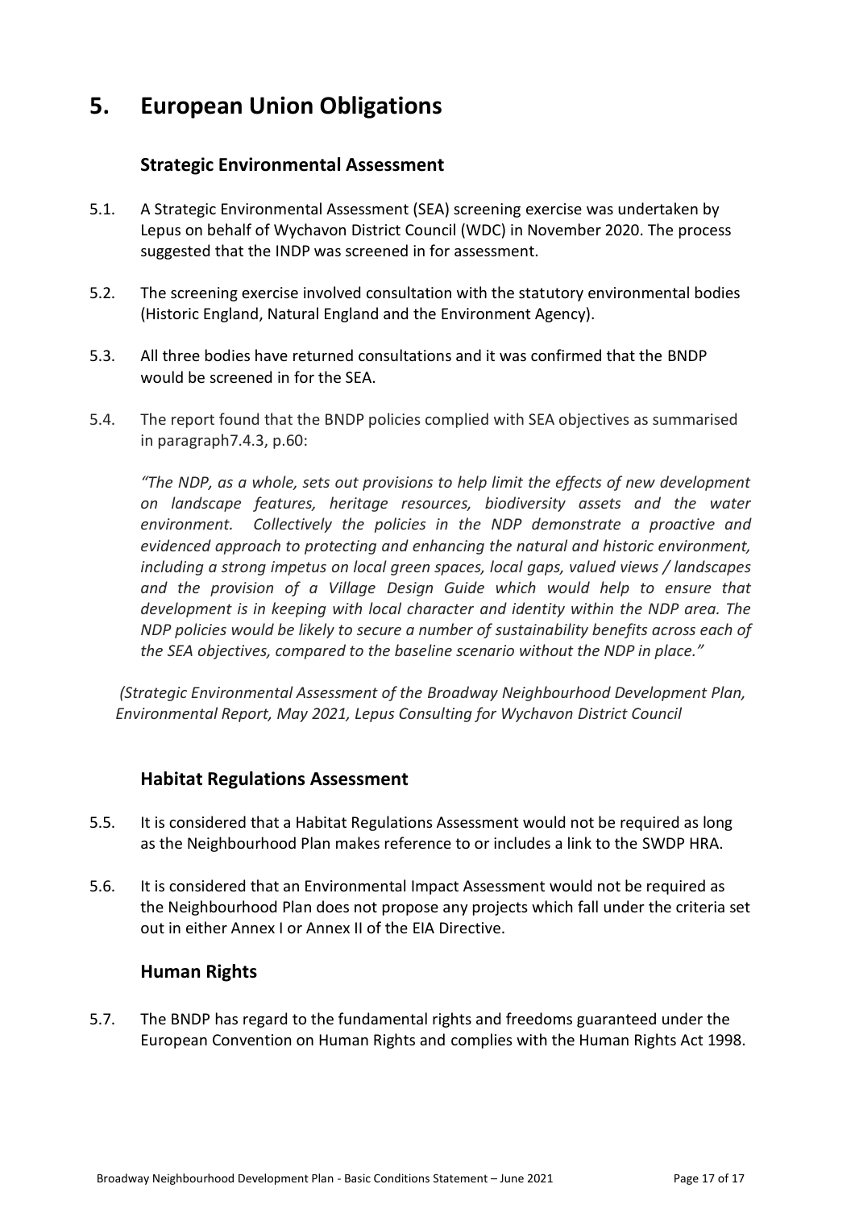# 5. European Union Obligations

## Strategic Environmental Assessment

5.1. A Strategic Environmental Assessment (SEA) screening exercise was undertaken by Lepus on behalf of Wychavon District Council (WDC) in November 2020. The process suggested that the INDP was screened in for assessment.

5.2. The screening exercise involved consultation with the statutory environmental bodies (Historic England, Natural England and the Environment Agency).

5.3. All three bodies have returned consultations and it was confirmed that the BNDP would be screened in for the SEA.

5.4. The report found that the BNDP policies complied with SEA objectives as summarised in paragraph7.4.3, p.60:

> *"The NDP, as a whole, sets out provisions to help limit the effects of new development on landscape features, heritage resources, biodiversity assets and the water environment. Collectively the policies in the NDP demonstrate a proactive and evidenced approach to protecting and enhancing the natural and historic environment, including a strong impetus on local green spaces, local gaps, valued views / landscapes and the provision of a Village Design Guide which would help to ensure that development is in keeping with local character and identity within the NDP area. The NDP policies would be likely to secure a number of sustainability benefits across each of the SEA objectives, compared to the baseline scenario without the NDP in place."*

*(Strategic Environmental Assessment of the Broadway Neighbourhood Development Plan, Environmental Report, May 2021, Lepus Consulting for Wychavon District Council*

## Habitat Regulations Assessment

5.5. It is considered that a Habitat Regulations Assessment would not be required as long as the Neighbourhood Plan makes reference to or includes a link to the SWDP HRA.

5.6. It is considered that an Environmental Impact Assessment would not be required as the Neighbourhood Plan does not propose any projects which fall under the criteria set out in either Annex I or Annex II of the EIA Directive.

## Human Rights

5.7. The BNDP has regard to the fundamental rights and freedoms guaranteed under the European Convention on Human Rights and complies with the Human Rights Act 1998.